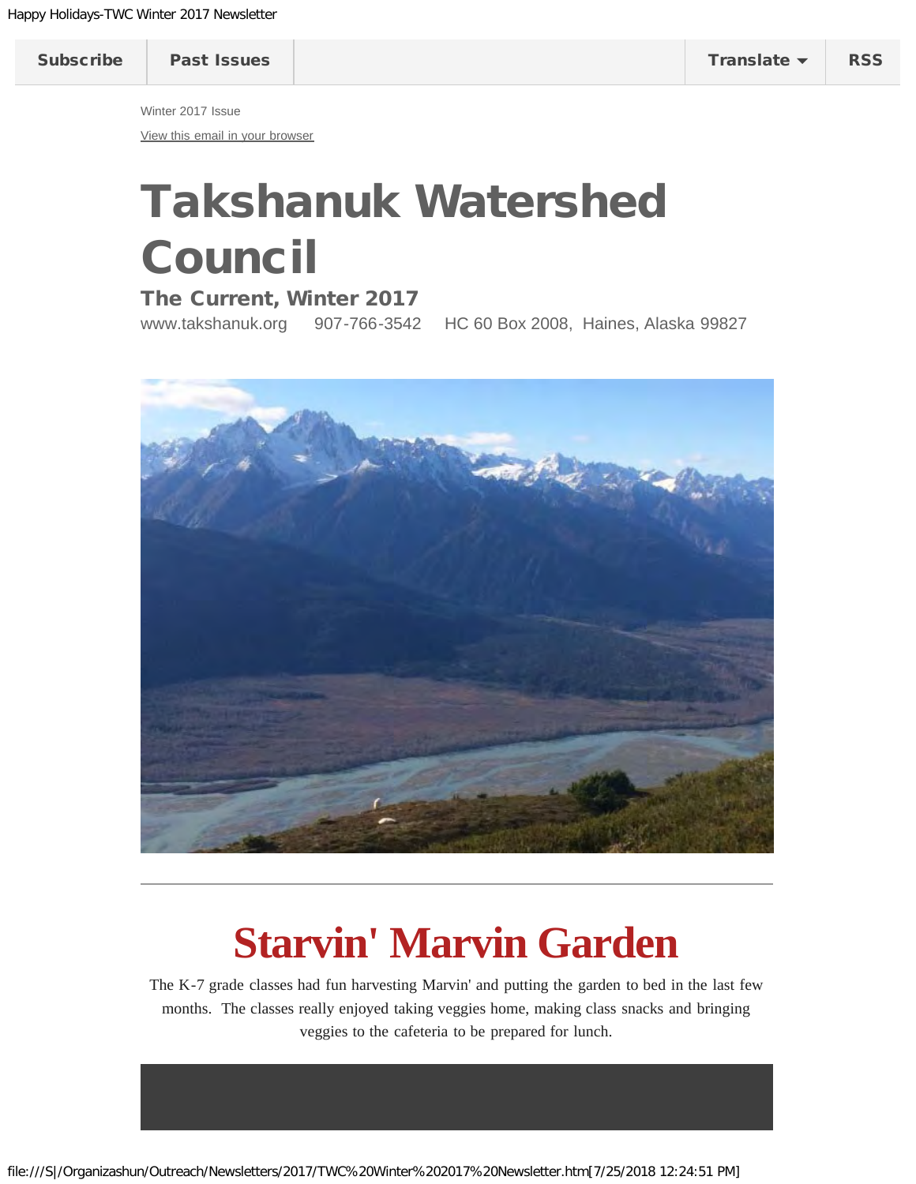Subscribe | Past Issues | Translate | RSS

Winter 2017 Issue

View this email in your browser

# Takshanuk Watershed Council

### The Current, Winter 2017

www.takshanuk.org 907-766-3542 HC 60 Box 2008, Haines, Alaska 99827

---

# Starvin' Marvin Garden

The K-7 grade classes had fun harvesting Marvin' and putting the garden to bed in the last few months. The classes really enjoyed taking veggies home, making class snacks and bringing veggies to the cafeteria to be prepared for lunch.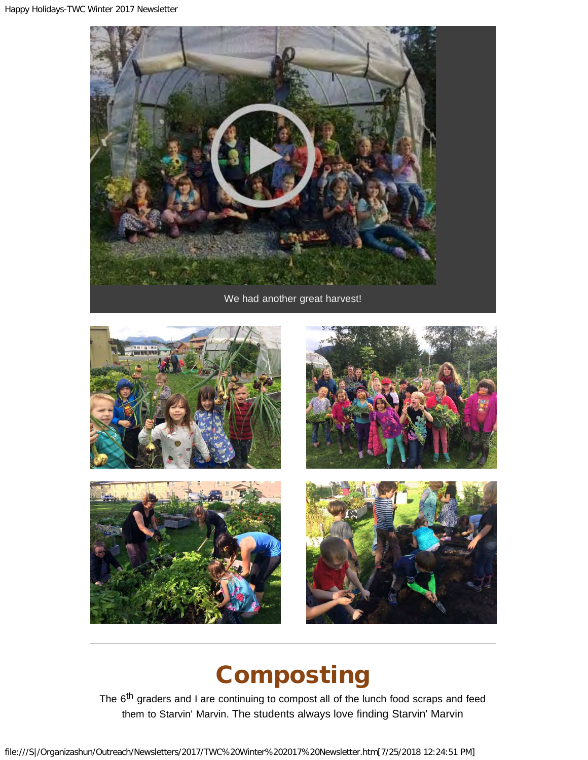We had another great harvest!

# Composting

The $6^{th}$ graders and I are continuing to compost all of the lunch food scraps and feed them to Starvin' Marvin. The students always love finding Starvin' Marvin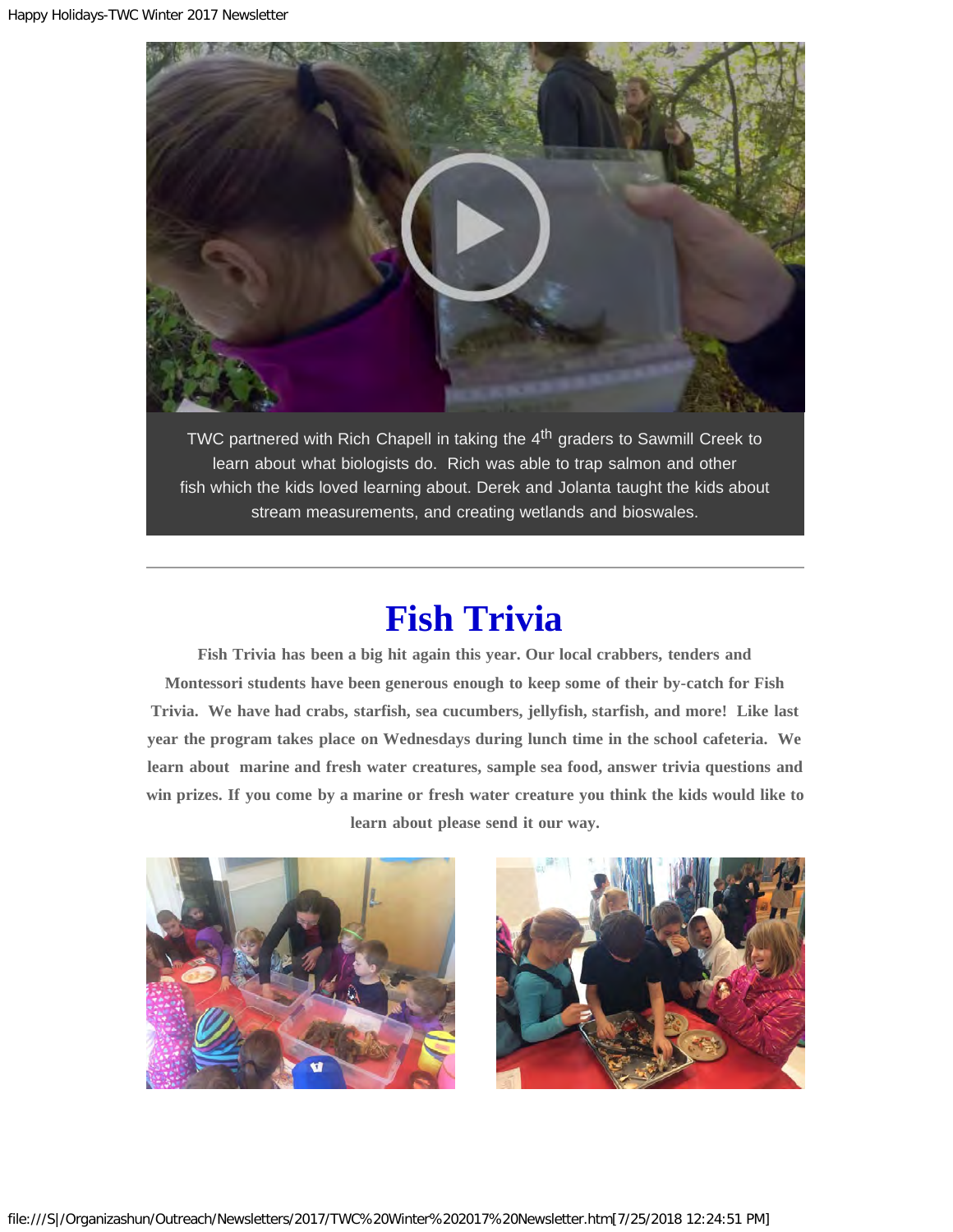TWC partnered with Rich Chapell in taking the 4th graders to Sawmill Creek to learn about what biologists do. Rich was able to trap salmon and other fish which the kids loved learning about. Derek and Jolanta taught the kids about stream measurements, and creating wetlands and bioswales.

---

# Fish Trivia

**Fish Trivia has been a big hit again this year. Our local crabbers, tenders and Montessori students have been generous enough to keep some of their by-catch for Fish Trivia. We have had crabs, starfish, sea cucumbers, jellyfish, starfish, and more! Like last year the program takes place on Wednesdays during lunch time in the school cafeteria. We learn about marine and fresh water creatures, sample sea food, answer trivia questions and win prizes. If you come by a marine or fresh water creature you think the kids would like to learn about please send it our way.**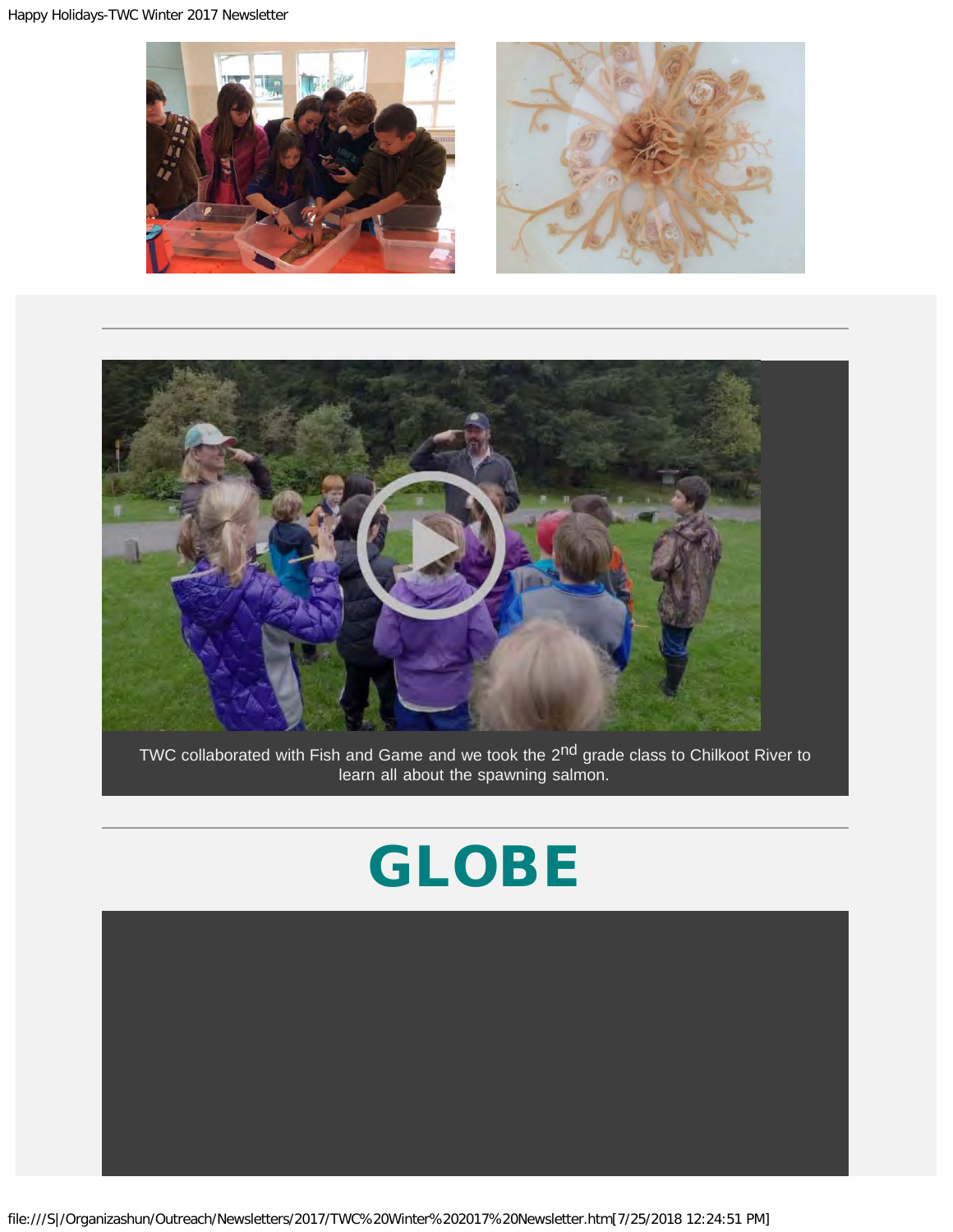TWC collaborated with Fish and Game and we took the 2nd grade class to Chilkoot River to learn all about the spawning salmon.

---

# GLOBE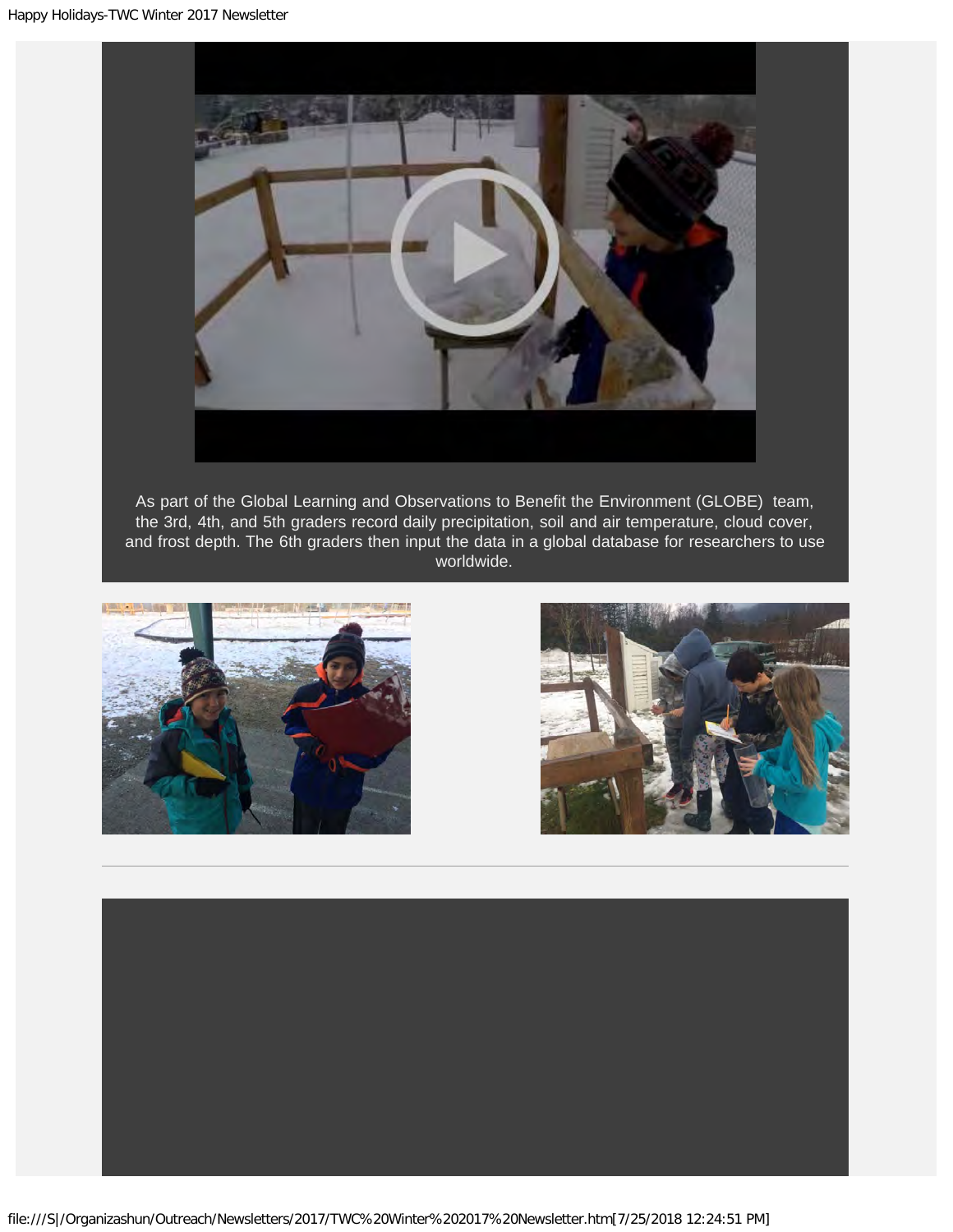As part of the Global Learning and Observations to Benefit the Environment (GLOBE) team, the 3rd, 4th, and 5th graders record daily precipitation, soil and air temperature, cloud cover, and frost depth. The 6th graders then input the data in a global database for researchers to use worldwide.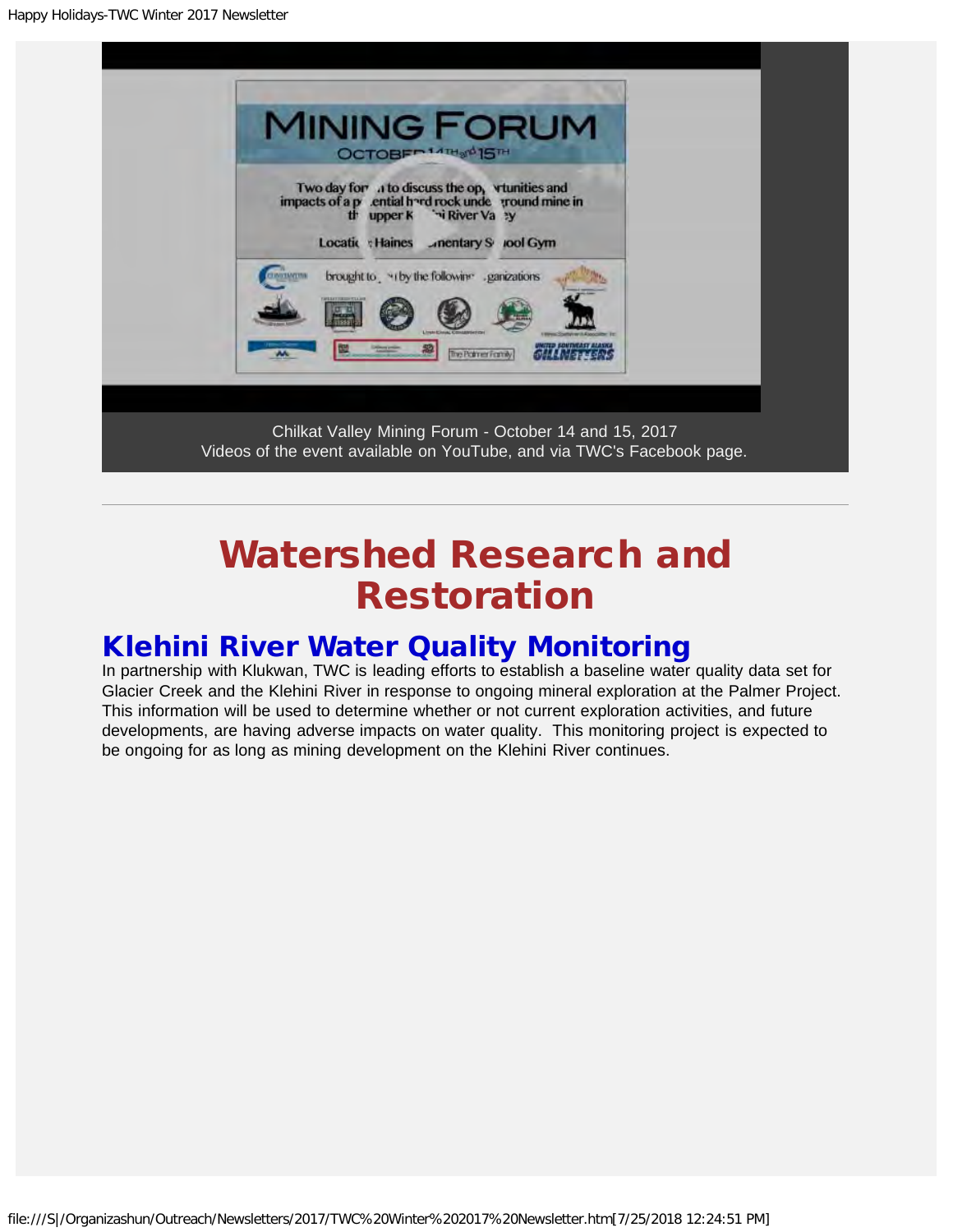Chilkat Valley Mining Forum - October 14 and 15, 2017
Videos of the event available on YouTube, and via TWC's Facebook page.

---

# Watershed Research and Restoration

## Klehini River Water Quality Monitoring

In partnership with Klukwan, TWC is leading efforts to establish a baseline water quality data set for Glacier Creek and the Klehini River in response to ongoing mineral exploration at the Palmer Project. This information will be used to determine whether or not current exploration activities, and future developments, are having adverse impacts on water quality. This monitoring project is expected to be ongoing for as long as mining development on the Klehini River continues.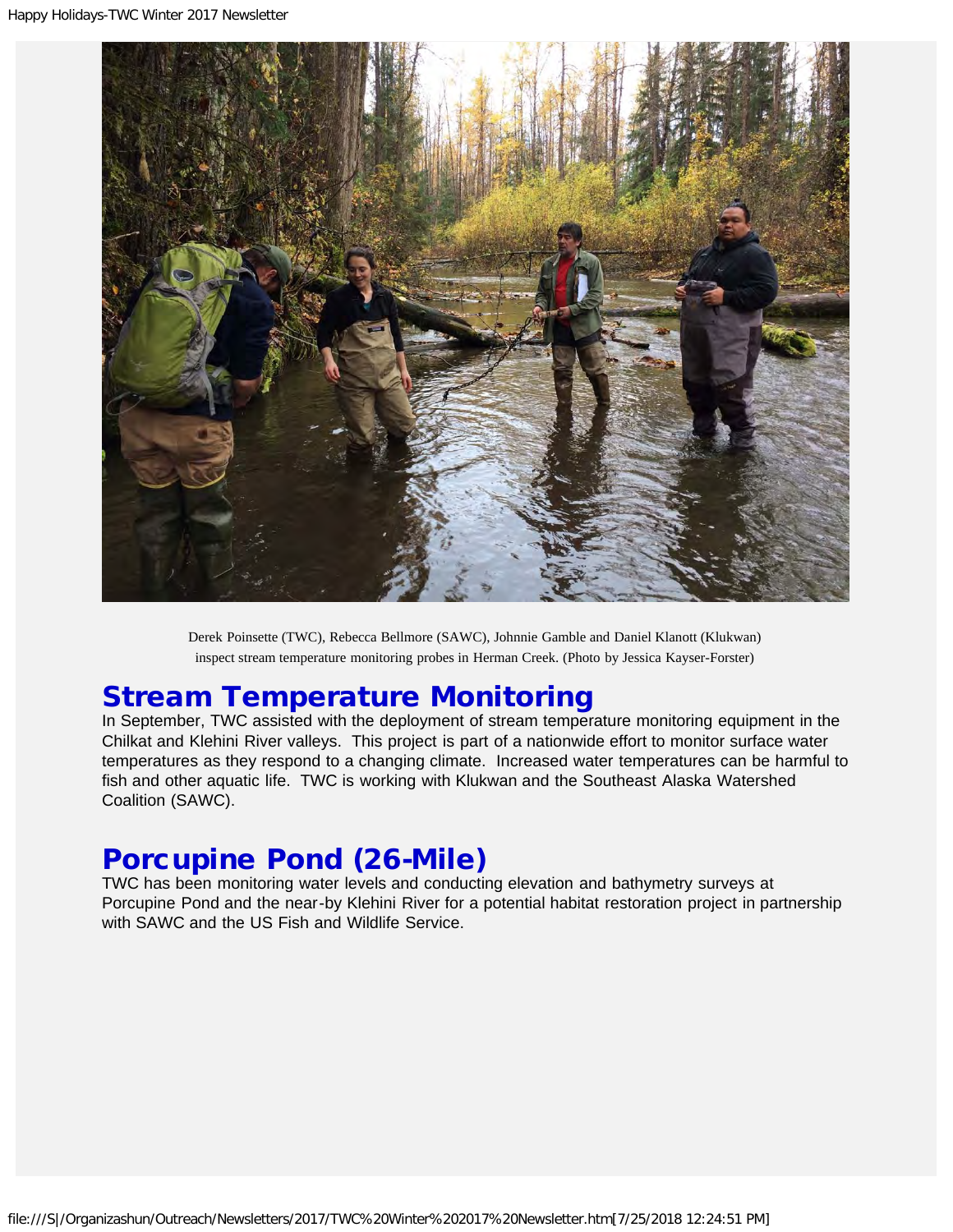Derek Poinsette (TWC), Rebecca Bellmore (SAWC), Johnnie Gamble and Daniel Klanott (Klukwan) inspect stream temperature monitoring probes in Herman Creek. (Photo by Jessica Kayser-Forster)

## Stream Temperature Monitoring

In September, TWC assisted with the deployment of stream temperature monitoring equipment in the Chilkat and Klehini River valleys. This project is part of a nationwide effort to monitor surface water temperatures as they respond to a changing climate. Increased water temperatures can be harmful to fish and other aquatic life. TWC is working with Klukwan and the Southeast Alaska Watershed Coalition (SAWC).

## Porcupine Pond (26-Mile)

TWC has been monitoring water levels and conducting elevation and bathymetry surveys at Porcupine Pond and the near-by Klehini River for a potential habitat restoration project in partnership with SAWC and the US Fish and Wildlife Service.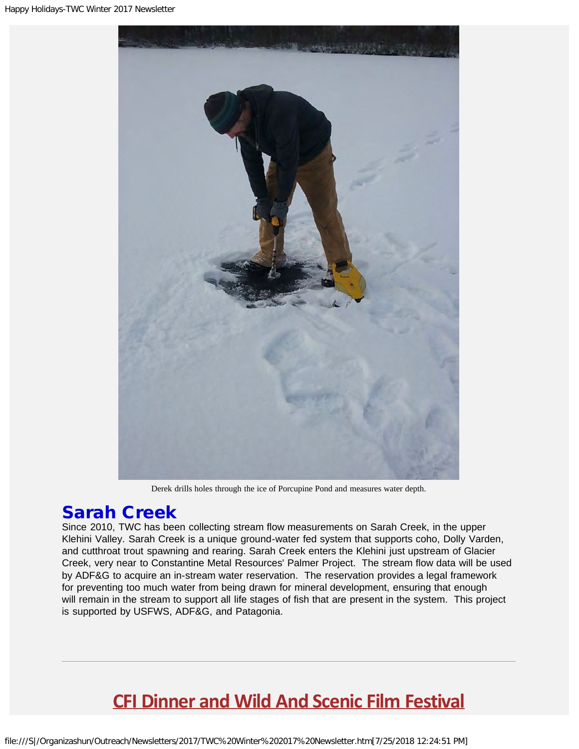Derek drills holes through the ice of Porcupine Pond and measures water depth.

## Sarah Creek

Since 2010, TWC has been collecting stream flow measurements on Sarah Creek, in the upper Klehini Valley. Sarah Creek is a unique ground-water fed system that supports coho, Dolly Varden, and cutthroat trout spawning and rearing. Sarah Creek enters the Klehini just upstream of Glacier Creek, very near to Constantine Metal Resources' Palmer Project. The stream flow data will be used by ADF&G to acquire an in-stream water reservation. The reservation provides a legal framework for preventing too much water from being drawn for mineral development, ensuring that enough will remain in the stream to support all life stages of fish that are present in the system. This project is supported by USFWS, ADF&G, and Patagonia.

---

## CFI Dinner and Wild And Scenic Film Festival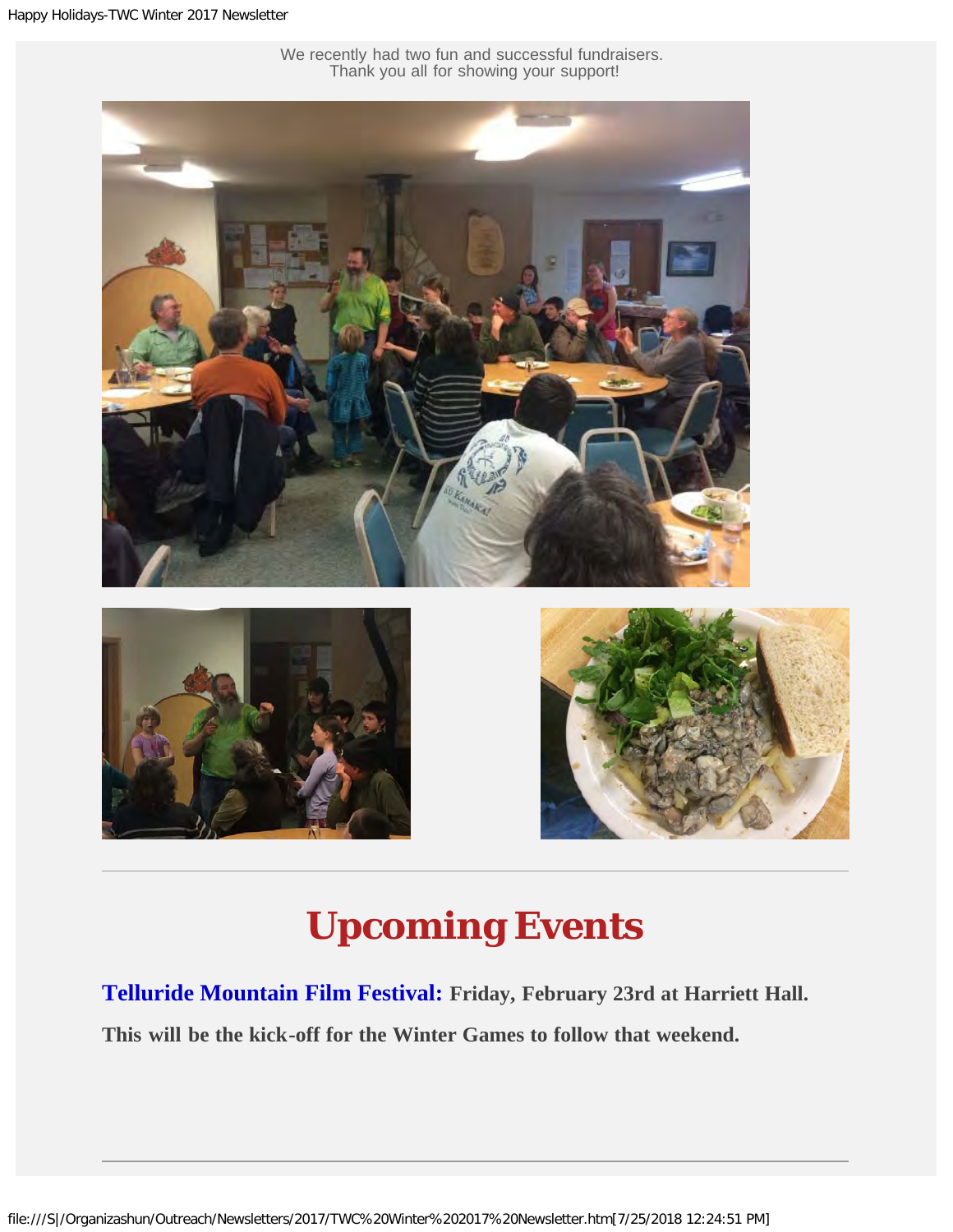We recently had two fun and successful fundraisers.
Thank you all for showing your support!

---

# Upcoming Events

**Telluride Mountain Film Festival:** **Friday, February 23rd at Harriett Hall.**

**This will be the kick-off for the Winter Games to follow that weekend.**

---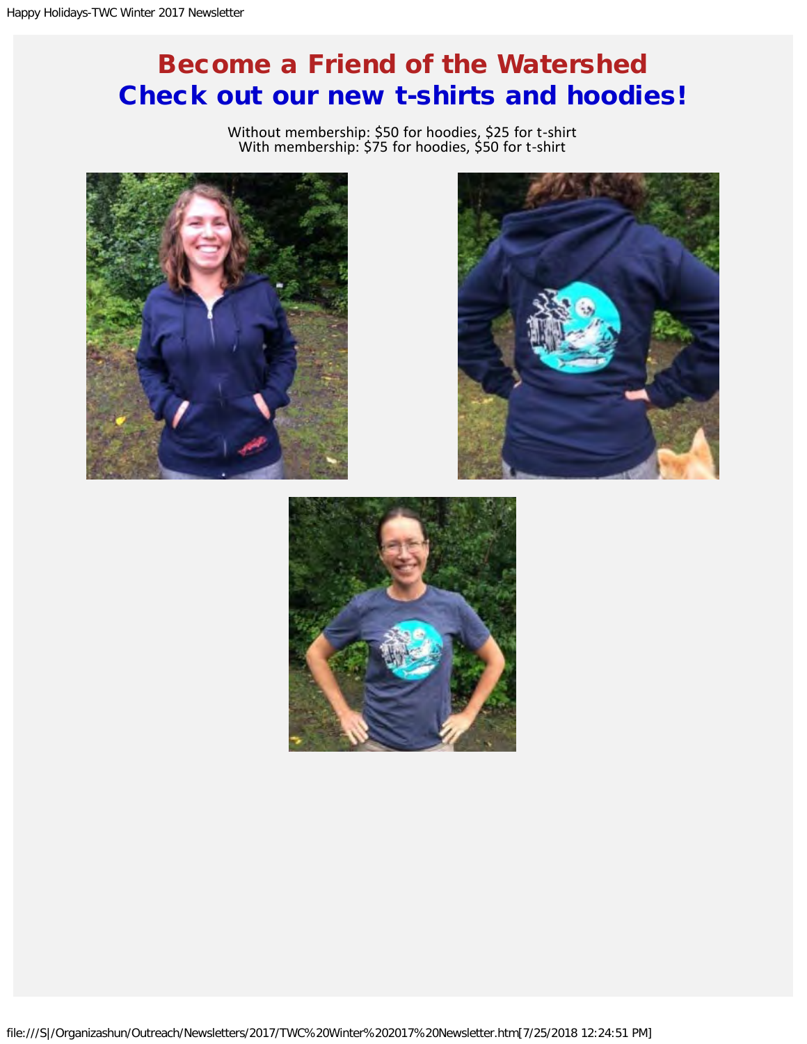# Become a Friend of the Watershed

# Check out our new t-shirts and hoodies!

Without membership: $50 for hoodies, $25 for t-shirt
With membership: $75 for hoodies, $50 for t-shirt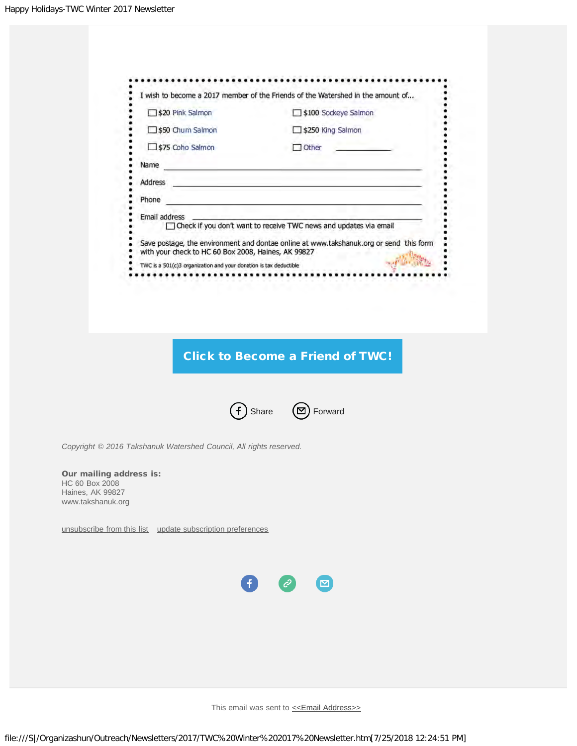I wish to become a 2017 member of the Friends of the Watershed in the amount of...

- ☐ $20 Pink Salmon
- ☐ $50 Chum Salmon
- ☐ $75 Coho Salmon
- ☐ $100 Sockeye Salmon
- ☐ $250 King Salmon
- ☐ Other ____________

Name ______________________________________________

Address ____________________________________________

Phone ______________________________________________

Email address _______________________________________

☐ Check if you don't want to receive TWC news and updates via email

Save postage, the environment and dontae online at www.takshanuk.org or send this form with your check to HC 60 Box 2008, Haines, AK 99827

TWC is a 501(c)3 organization and your donation is tax deductible

**Click to Become a Friend of TWC!**

Share Forward

*Copyright © 2016 Takshanuk Watershed Council, All rights reserved.*

**Our mailing address is:**
HC 60 Box 2008
Haines, AK 99827
www.takshanuk.org

unsubscribe from this list update subscription preferences

This email was sent to <<Email Address>>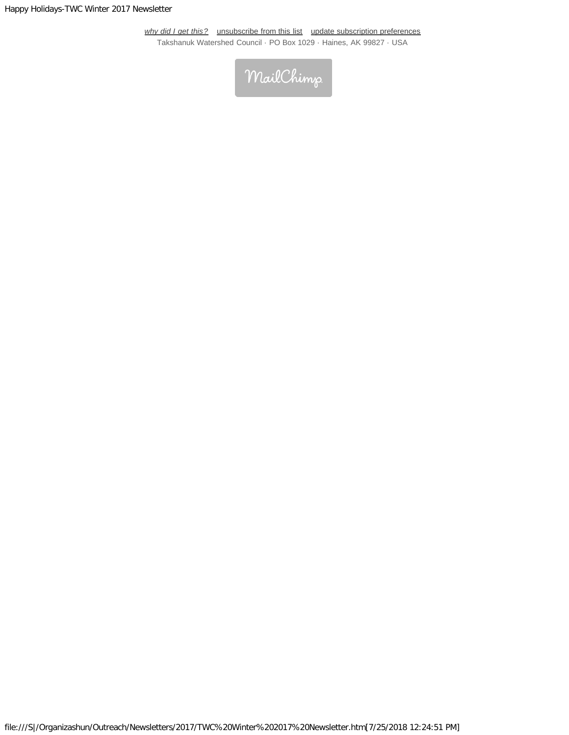*why did I get this?* unsubscribe from this list update subscription preferences

Takshanuk Watershed Council · PO Box 1029 · Haines, AK 99827 · USA

MailChimp